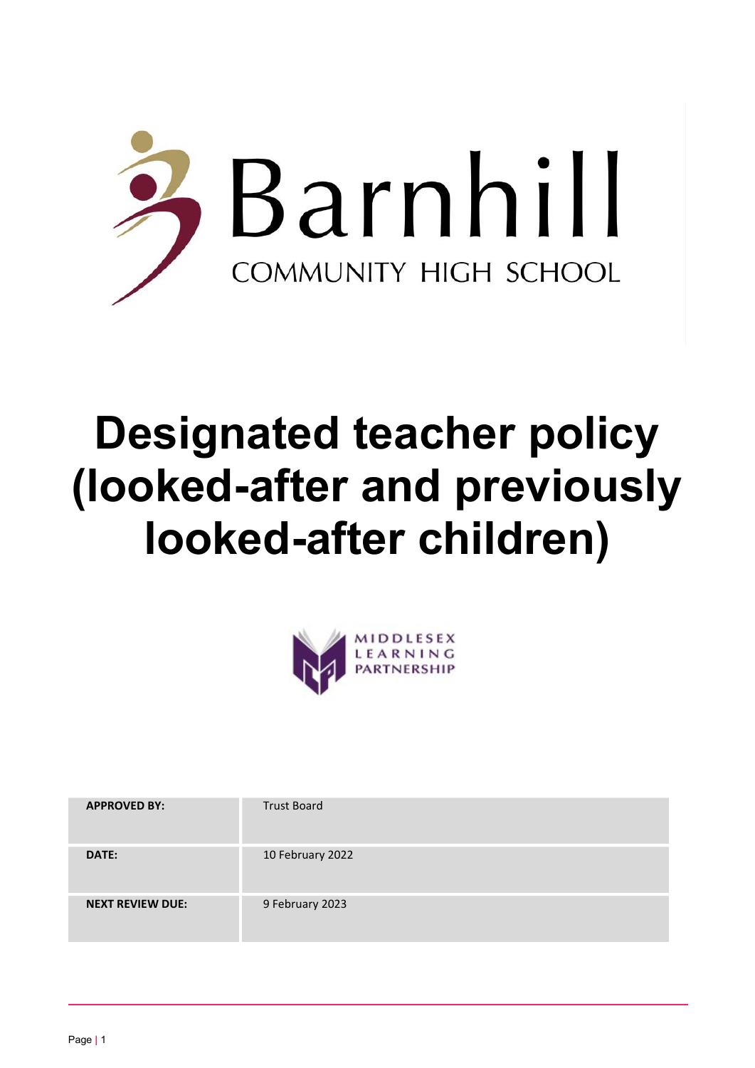Barnhill

COMMUNITY HIGH SCHOOL

# Designated teacher policy (looked-after and previously looked-after children)

MIDDLESEX LEARNING PARTNERSHIP

| APPROVED BY: | Trust Board |
| --- | --- |
| DATE: | 10 February 2022 |
| NEXT REVIEW DUE: | 9 February 2023 |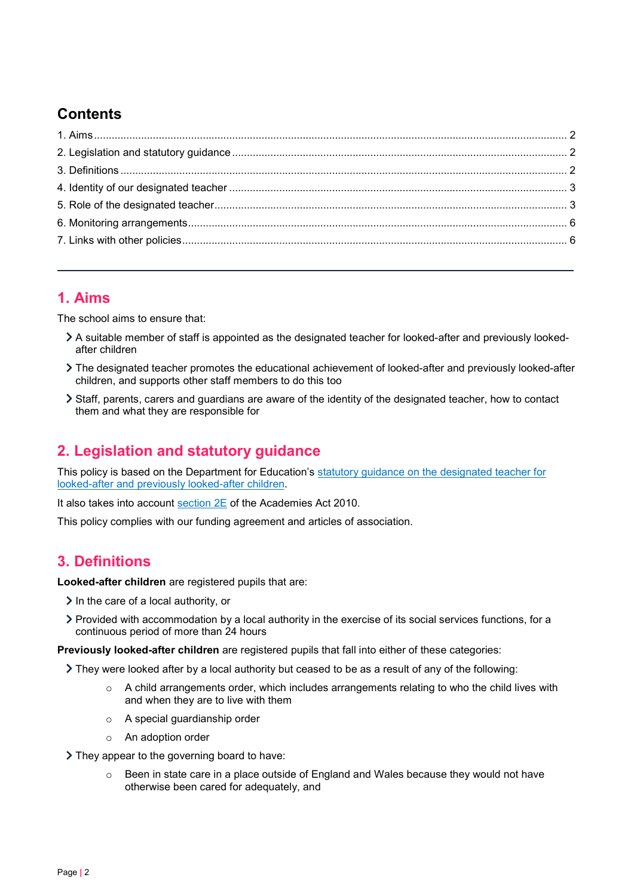## Contents

1. Aims ..... 2
2. Legislation and statutory guidance ..... 2
3. Definitions ..... 2
4. Identity of our designated teacher ..... 3
5. Role of the designated teacher ..... 3
6. Monitoring arrangements ..... 6
7. Links with other policies ..... 6

---

## 1. Aims

The school aims to ensure that:

- A suitable member of staff is appointed as the designated teacher for looked-after and previously looked-after children
- The designated teacher promotes the educational achievement of looked-after and previously looked-after children, and supports other staff members to do this too
- Staff, parents, carers and guardians are aware of the identity of the designated teacher, how to contact them and what they are responsible for

## 2. Legislation and statutory guidance

This policy is based on the Department for Education's statutory guidance on the designated teacher for looked-after and previously looked-after children.

It also takes into account section 2E of the Academies Act 2010.

This policy complies with our funding agreement and articles of association.

## 3. Definitions

**Looked-after children** are registered pupils that are:

- In the care of a local authority, or
- Provided with accommodation by a local authority in the exercise of its social services functions, for a continuous period of more than 24 hours

**Previously looked-after children** are registered pupils that fall into either of these categories:

- They were looked after by a local authority but ceased to be as a result of any of the following:
  - A child arrangements order, which includes arrangements relating to who the child lives with and when they are to live with them
  - A special guardianship order
  - An adoption order
- They appear to the governing board to have:
  - Been in state care in a place outside of England and Wales because they would not have otherwise been cared for adequately, and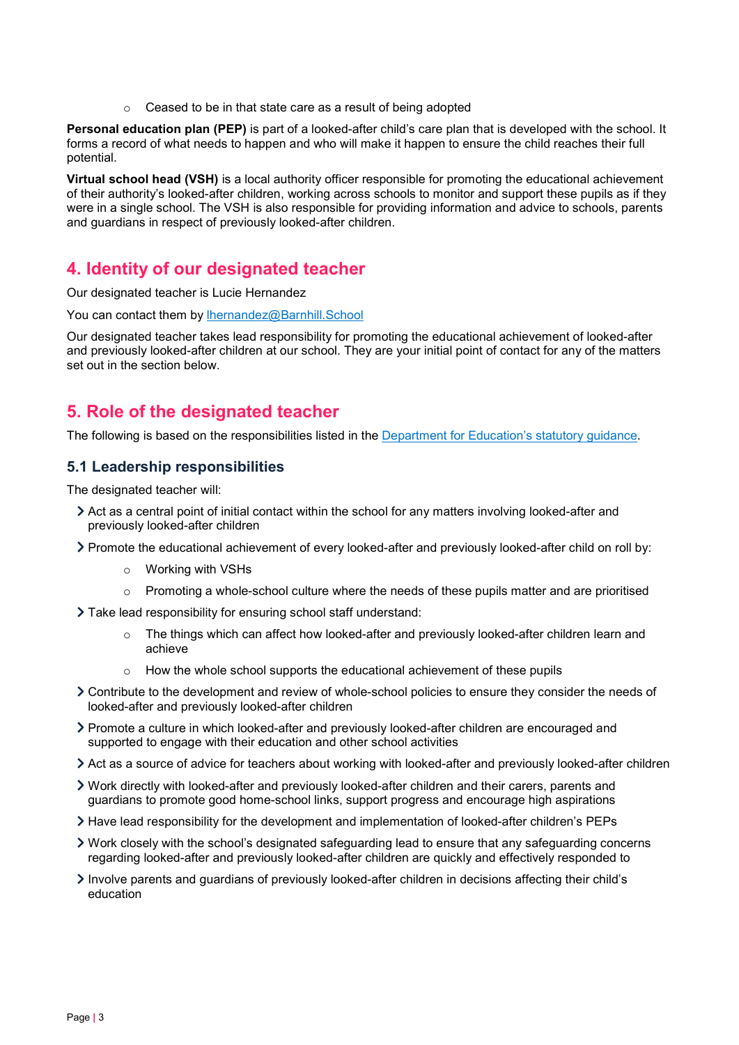- Ceased to be in that state care as a result of being adopted

**Personal education plan (PEP)** is part of a looked-after child's care plan that is developed with the school. It forms a record of what needs to happen and who will make it happen to ensure the child reaches their full potential.

**Virtual school head (VSH)** is a local authority officer responsible for promoting the educational achievement of their authority's looked-after children, working across schools to monitor and support these pupils as if they were in a single school. The VSH is also responsible for providing information and advice to schools, parents and guardians in respect of previously looked-after children.

## 4. Identity of our designated teacher

Our designated teacher is Lucie Hernandez

You can contact them by [lhernandez@Barnhill.School](mailto:lhernandez@Barnhill.School)

Our designated teacher takes lead responsibility for promoting the educational achievement of looked-after and previously looked-after children at our school. They are your initial point of contact for any of the matters set out in the section below.

## 5. Role of the designated teacher

The following is based on the responsibilities listed in the Department for Education's statutory guidance.

### 5.1 Leadership responsibilities

The designated teacher will:

- Act as a central point of initial contact within the school for any matters involving looked-after and previously looked-after children
- Promote the educational achievement of every looked-after and previously looked-after child on roll by:
    - Working with VSHs
    - Promoting a whole-school culture where the needs of these pupils matter and are prioritised
- Take lead responsibility for ensuring school staff understand:
    - The things which can affect how looked-after and previously looked-after children learn and achieve
    - How the whole school supports the educational achievement of these pupils
- Contribute to the development and review of whole-school policies to ensure they consider the needs of looked-after and previously looked-after children
- Promote a culture in which looked-after and previously looked-after children are encouraged and supported to engage with their education and other school activities
- Act as a source of advice for teachers about working with looked-after and previously looked-after children
- Work directly with looked-after and previously looked-after children and their carers, parents and guardians to promote good home-school links, support progress and encourage high aspirations
- Have lead responsibility for the development and implementation of looked-after children's PEPs
- Work closely with the school's designated safeguarding lead to ensure that any safeguarding concerns regarding looked-after and previously looked-after children are quickly and effectively responded to
- Involve parents and guardians of previously looked-after children in decisions affecting their child's education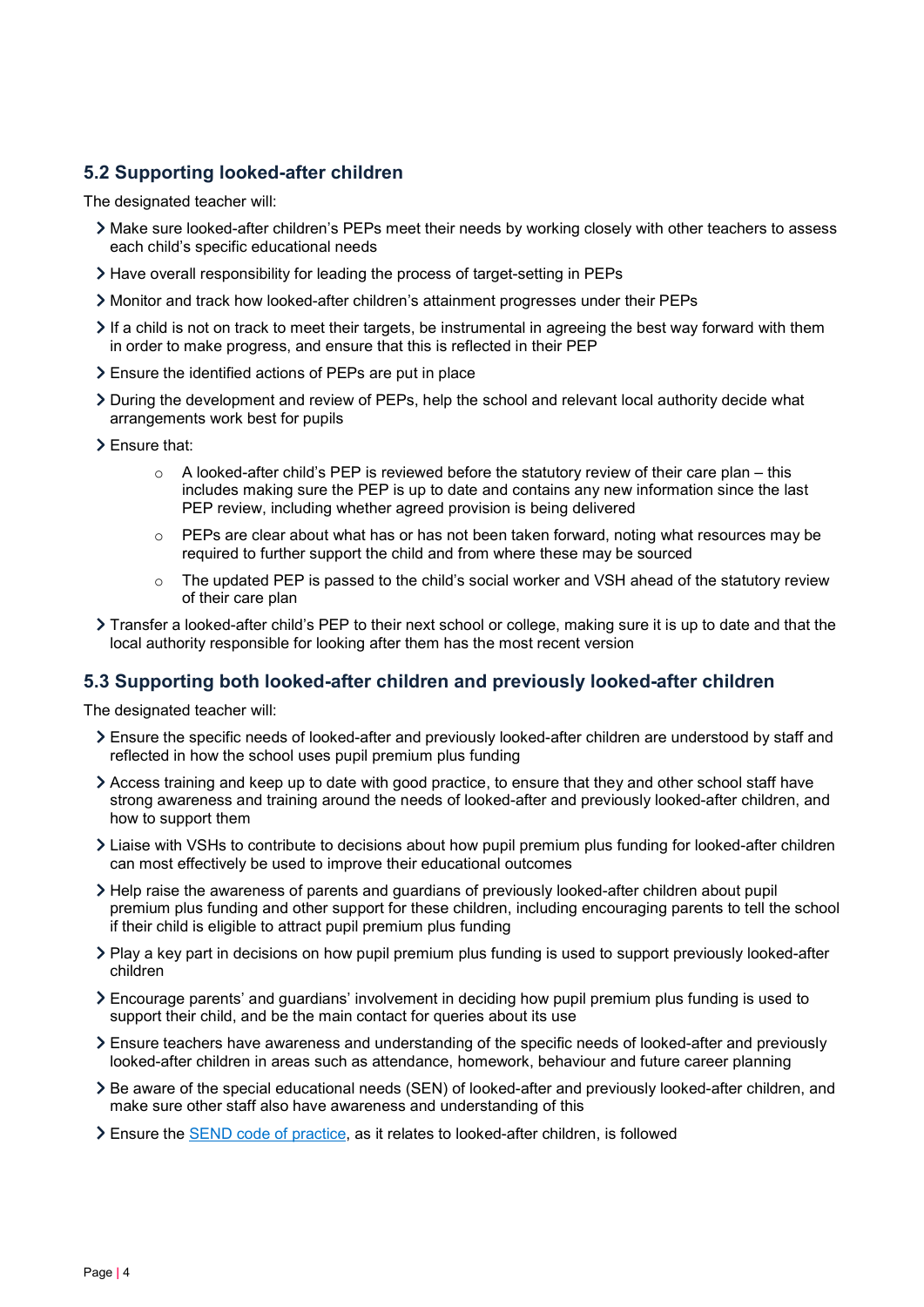### 5.2 Supporting looked-after children

The designated teacher will:

- Make sure looked-after children's PEPs meet their needs by working closely with other teachers to assess each child's specific educational needs
- Have overall responsibility for leading the process of target-setting in PEPs
- Monitor and track how looked-after children's attainment progresses under their PEPs
- If a child is not on track to meet their targets, be instrumental in agreeing the best way forward with them in order to make progress, and ensure that this is reflected in their PEP
- Ensure the identified actions of PEPs are put in place
- During the development and review of PEPs, help the school and relevant local authority decide what arrangements work best for pupils
- Ensure that:
    - A looked-after child's PEP is reviewed before the statutory review of their care plan – this includes making sure the PEP is up to date and contains any new information since the last PEP review, including whether agreed provision is being delivered
    - PEPs are clear about what has or has not been taken forward, noting what resources may be required to further support the child and from where these may be sourced
    - The updated PEP is passed to the child's social worker and VSH ahead of the statutory review of their care plan
- Transfer a looked-after child's PEP to their next school or college, making sure it is up to date and that the local authority responsible for looking after them has the most recent version

### 5.3 Supporting both looked-after children and previously looked-after children

The designated teacher will:

- Ensure the specific needs of looked-after and previously looked-after children are understood by staff and reflected in how the school uses pupil premium plus funding
- Access training and keep up to date with good practice, to ensure that they and other school staff have strong awareness and training around the needs of looked-after and previously looked-after children, and how to support them
- Liaise with VSHs to contribute to decisions about how pupil premium plus funding for looked-after children can most effectively be used to improve their educational outcomes
- Help raise the awareness of parents and guardians of previously looked-after children about pupil premium plus funding and other support for these children, including encouraging parents to tell the school if their child is eligible to attract pupil premium plus funding
- Play a key part in decisions on how pupil premium plus funding is used to support previously looked-after children
- Encourage parents' and guardians' involvement in deciding how pupil premium plus funding is used to support their child, and be the main contact for queries about its use
- Ensure teachers have awareness and understanding of the specific needs of looked-after and previously looked-after children in areas such as attendance, homework, behaviour and future career planning
- Be aware of the special educational needs (SEN) of looked-after and previously looked-after children, and make sure other staff also have awareness and understanding of this
- Ensure the SEND code of practice, as it relates to looked-after children, is followed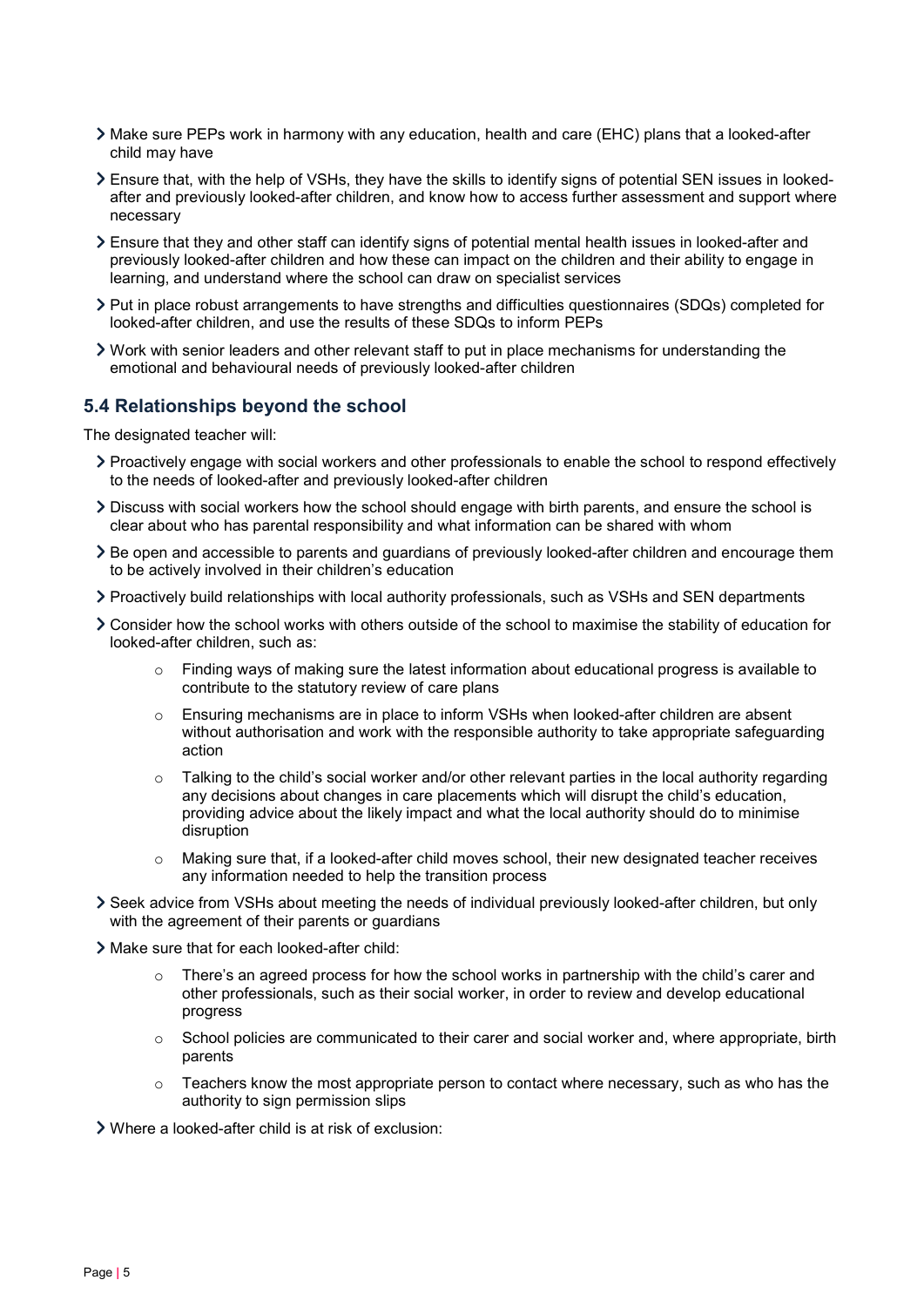- Make sure PEPs work in harmony with any education, health and care (EHC) plans that a looked-after child may have
- Ensure that, with the help of VSHs, they have the skills to identify signs of potential SEN issues in looked-after and previously looked-after children, and know how to access further assessment and support where necessary
- Ensure that they and other staff can identify signs of potential mental health issues in looked-after and previously looked-after children and how these can impact on the children and their ability to engage in learning, and understand where the school can draw on specialist services
- Put in place robust arrangements to have strengths and difficulties questionnaires (SDQs) completed for looked-after children, and use the results of these SDQs to inform PEPs
- Work with senior leaders and other relevant staff to put in place mechanisms for understanding the emotional and behavioural needs of previously looked-after children

## 5.4 Relationships beyond the school

The designated teacher will:

- Proactively engage with social workers and other professionals to enable the school to respond effectively to the needs of looked-after and previously looked-after children
- Discuss with social workers how the school should engage with birth parents, and ensure the school is clear about who has parental responsibility and what information can be shared with whom
- Be open and accessible to parents and guardians of previously looked-after children and encourage them to be actively involved in their children's education
- Proactively build relationships with local authority professionals, such as VSHs and SEN departments
- Consider how the school works with others outside of the school to maximise the stability of education for looked-after children, such as:
    - Finding ways of making sure the latest information about educational progress is available to contribute to the statutory review of care plans
    - Ensuring mechanisms are in place to inform VSHs when looked-after children are absent without authorisation and work with the responsible authority to take appropriate safeguarding action
    - Talking to the child's social worker and/or other relevant parties in the local authority regarding any decisions about changes in care placements which will disrupt the child's education, providing advice about the likely impact and what the local authority should do to minimise disruption
    - Making sure that, if a looked-after child moves school, their new designated teacher receives any information needed to help the transition process
- Seek advice from VSHs about meeting the needs of individual previously looked-after children, but only with the agreement of their parents or guardians
- Make sure that for each looked-after child:
    - There's an agreed process for how the school works in partnership with the child's carer and other professionals, such as their social worker, in order to review and develop educational progress
    - School policies are communicated to their carer and social worker and, where appropriate, birth parents
    - Teachers know the most appropriate person to contact where necessary, such as who has the authority to sign permission slips
- Where a looked-after child is at risk of exclusion: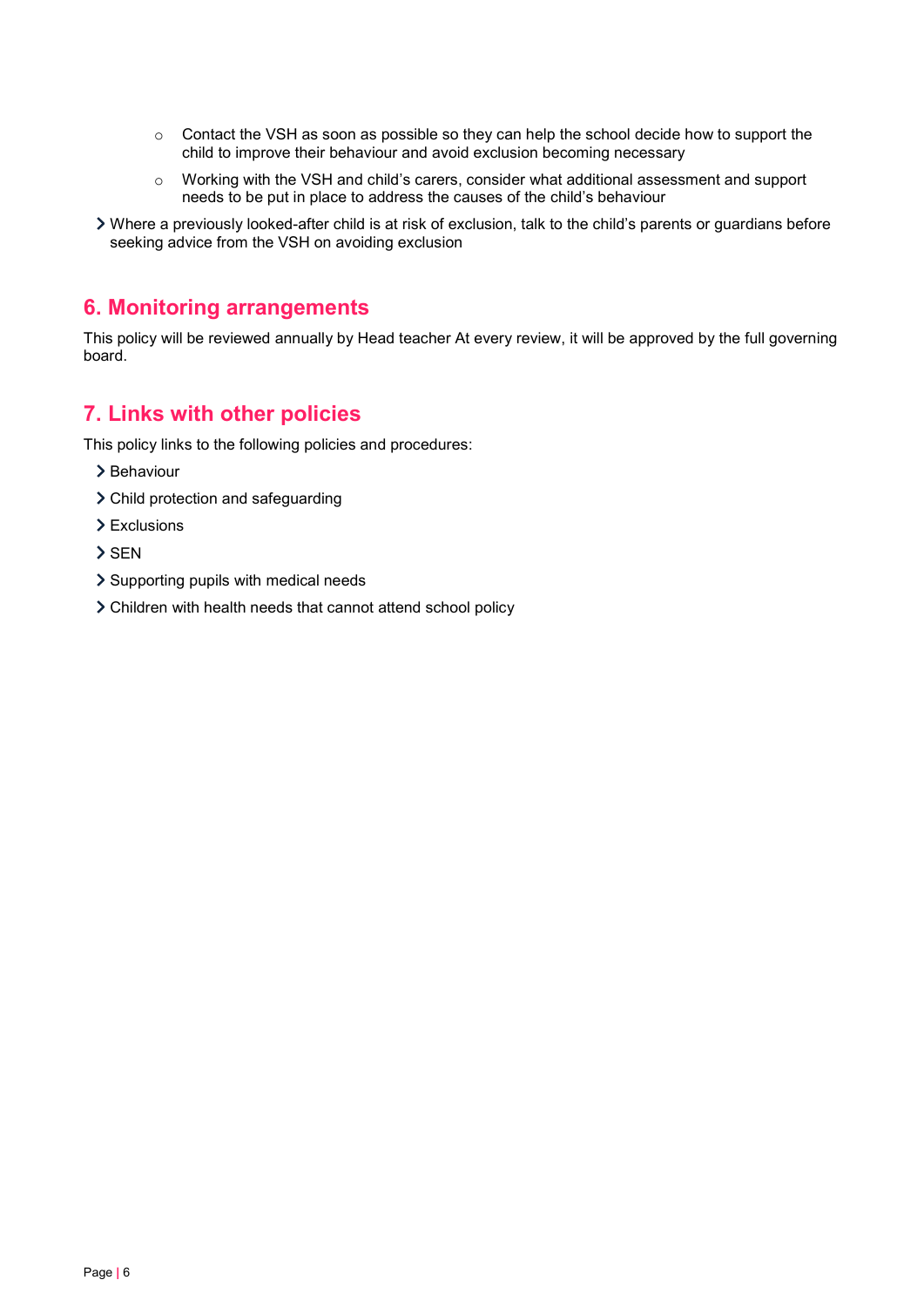- Contact the VSH as soon as possible so they can help the school decide how to support the child to improve their behaviour and avoid exclusion becoming necessary
    - Working with the VSH and child's carers, consider what additional assessment and support needs to be put in place to address the causes of the child's behaviour

- Where a previously looked-after child is at risk of exclusion, talk to the child's parents or guardians before seeking advice from the VSH on avoiding exclusion

## 6. Monitoring arrangements

This policy will be reviewed annually by Head teacher At every review, it will be approved by the full governing board.

## 7. Links with other policies

This policy links to the following policies and procedures:

- Behaviour
- Child protection and safeguarding
- Exclusions
- SEN
- Supporting pupils with medical needs
- Children with health needs that cannot attend school policy